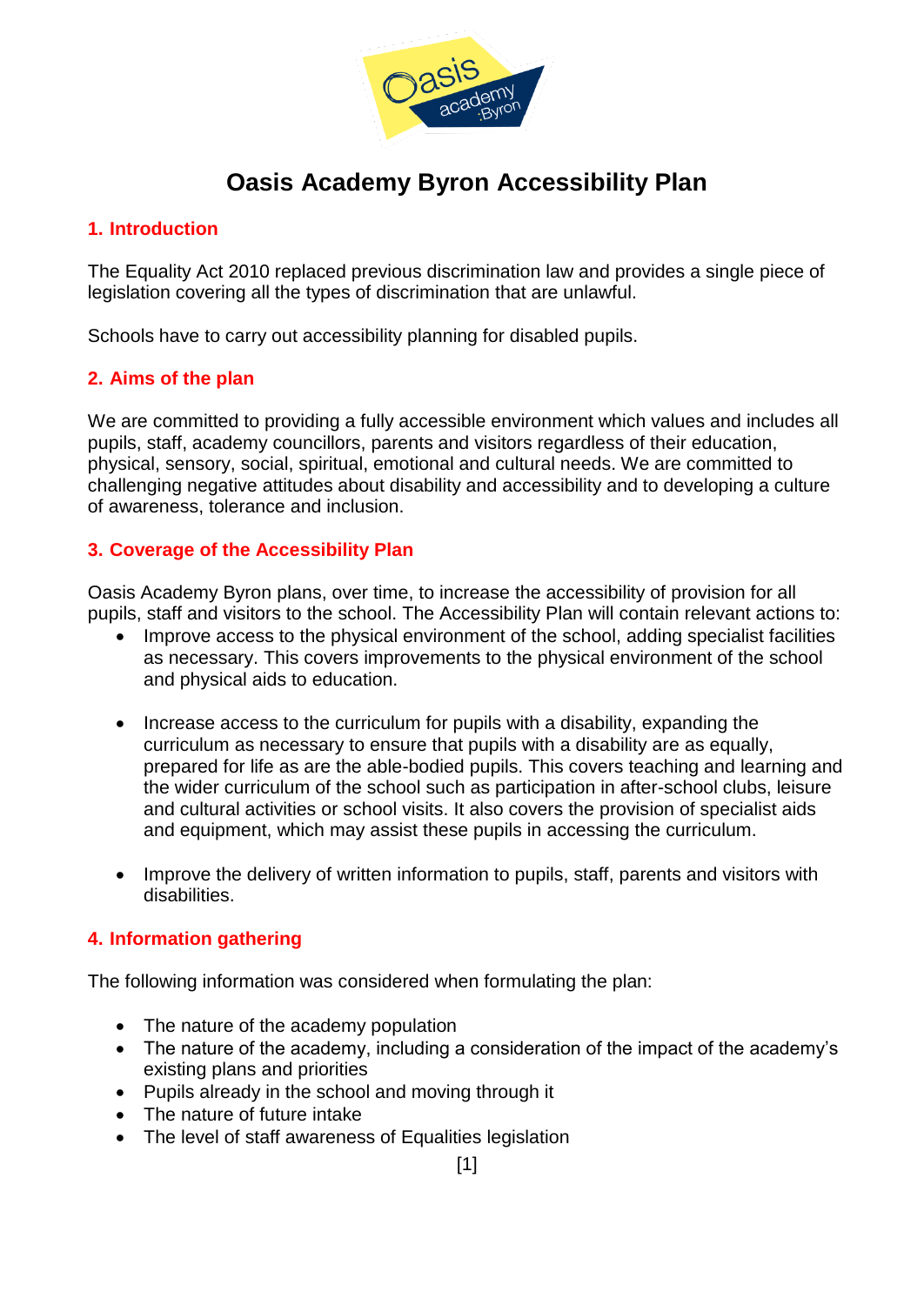# Oasis Academy Byron Accessibility Plan

## 1. Introduction

The Equality Act 2010 replaced previous discrimination law and provides a single piece of legislation covering all the types of discrimination that are unlawful.

Schools have to carry out accessibility planning for disabled pupils.

## 2. Aims of the plan

We are committed to providing a fully accessible environment which values and includes all pupils, staff, academy councillors, parents and visitors regardless of their education, physical, sensory, social, spiritual, emotional and cultural needs. We are committed to challenging negative attitudes about disability and accessibility and to developing a culture of awareness, tolerance and inclusion.

## 3. Coverage of the Accessibility Plan

Oasis Academy Byron plans, over time, to increase the accessibility of provision for all pupils, staff and visitors to the school. The Accessibility Plan will contain relevant actions to:

- Improve access to the physical environment of the school, adding specialist facilities as necessary. This covers improvements to the physical environment of the school and physical aids to education.

- Increase access to the curriculum for pupils with a disability, expanding the curriculum as necessary to ensure that pupils with a disability are as equally, prepared for life as are the able-bodied pupils. This covers teaching and learning and the wider curriculum of the school such as participation in after-school clubs, leisure and cultural activities or school visits. It also covers the provision of specialist aids and equipment, which may assist these pupils in accessing the curriculum.

- Improve the delivery of written information to pupils, staff, parents and visitors with disabilities.

## 4. Information gathering

The following information was considered when formulating the plan:

- The nature of the academy population
- The nature of the academy, including a consideration of the impact of the academy's existing plans and priorities
- Pupils already in the school and moving through it
- The nature of future intake
- The level of staff awareness of Equalities legislation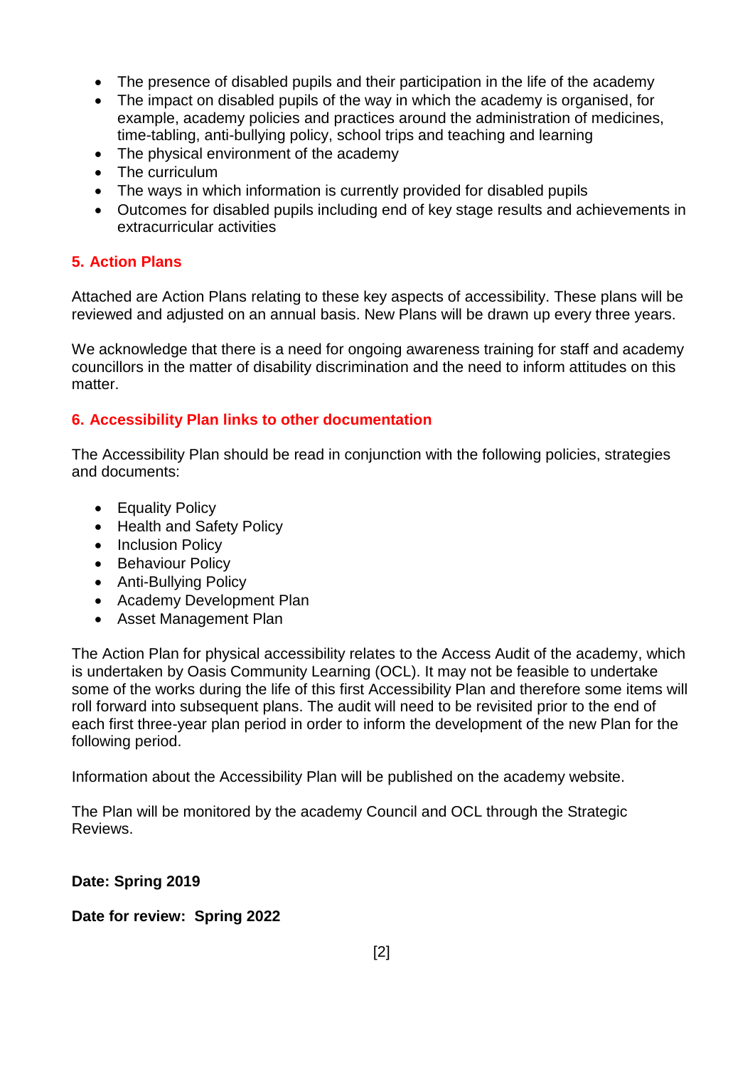- The presence of disabled pupils and their participation in the life of the academy
- The impact on disabled pupils of the way in which the academy is organised, for example, academy policies and practices around the administration of medicines, time-tabling, anti-bullying policy, school trips and teaching and learning
- The physical environment of the academy
- The curriculum
- The ways in which information is currently provided for disabled pupils
- Outcomes for disabled pupils including end of key stage results and achievements in extracurricular activities

## 5. Action Plans

Attached are Action Plans relating to these key aspects of accessibility. These plans will be reviewed and adjusted on an annual basis. New Plans will be drawn up every three years.

We acknowledge that there is a need for ongoing awareness training for staff and academy councillors in the matter of disability discrimination and the need to inform attitudes on this matter.

## 6. Accessibility Plan links to other documentation

The Accessibility Plan should be read in conjunction with the following policies, strategies and documents:

- Equality Policy
- Health and Safety Policy
- Inclusion Policy
- Behaviour Policy
- Anti-Bullying Policy
- Academy Development Plan
- Asset Management Plan

The Action Plan for physical accessibility relates to the Access Audit of the academy, which is undertaken by Oasis Community Learning (OCL). It may not be feasible to undertake some of the works during the life of this first Accessibility Plan and therefore some items will roll forward into subsequent plans. The audit will need to be revisited prior to the end of each first three-year plan period in order to inform the development of the new Plan for the following period.

Information about the Accessibility Plan will be published on the academy website.

The Plan will be monitored by the academy Council and OCL through the Strategic Reviews.

**Date: Spring 2019**

**Date for review: Spring 2022**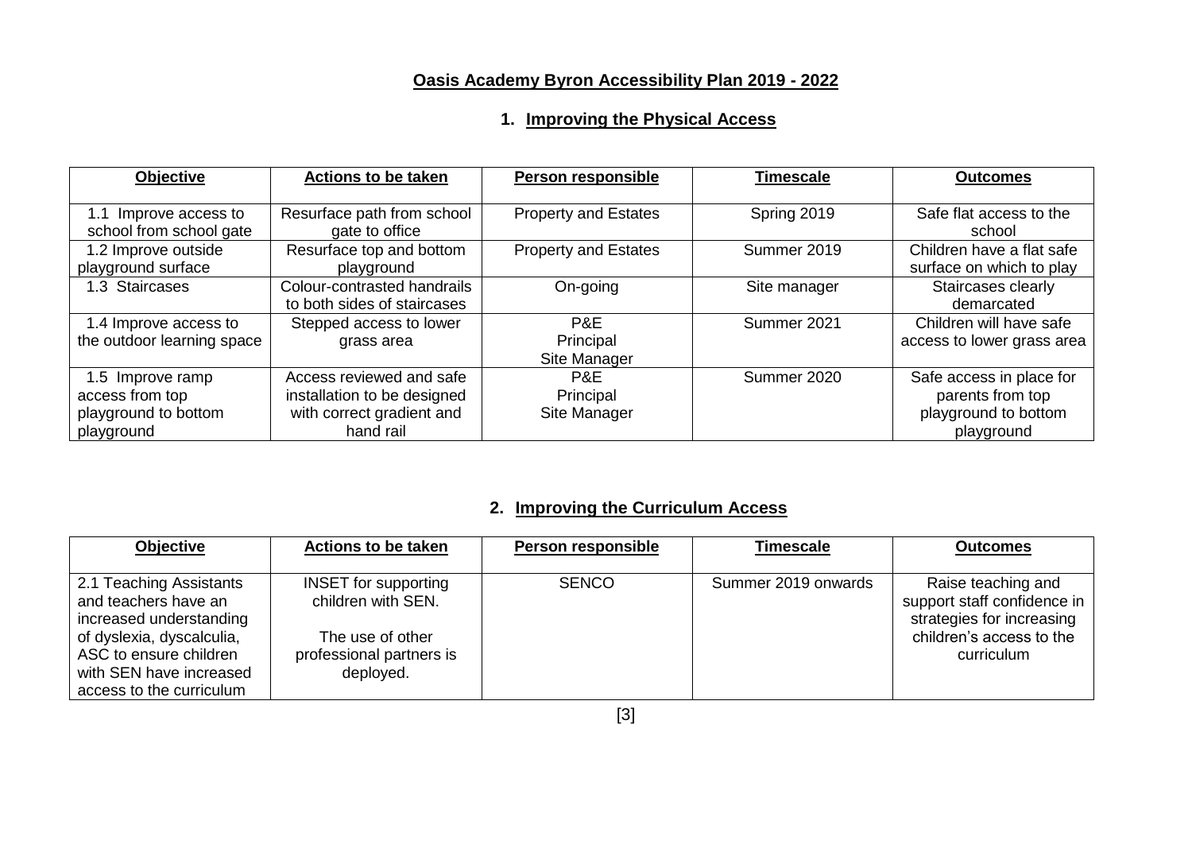# Oasis Academy Byron Accessibility Plan 2019 - 2022

## 1. Improving the Physical Access

| Objective | Actions to be taken | Person responsible | Timescale | Outcomes |
|---|---|---|---|---|
| 1.1 Improve access to school from school gate | Resurface path from school gate to office | Property and Estates | Spring 2019 | Safe flat access to the school |
| 1.2 Improve outside playground surface | Resurface top and bottom playground | Property and Estates | Summer 2019 | Children have a flat safe surface on which to play |
| 1.3 Staircases | Colour-contrasted handrails to both sides of staircases | On-going | Site manager | Staircases clearly demarcated |
| 1.4 Improve access to the outdoor learning space | Stepped access to lower grass area | P&E<br>Principal<br>Site Manager | Summer 2021 | Children will have safe access to lower grass area |
| 1.5 Improve ramp access from top playground to bottom playground | Access reviewed and safe installation to be designed with correct gradient and hand rail | P&E<br>Principal<br>Site Manager | Summer 2020 | Safe access in place for parents from top playground to bottom playground |

## 2. Improving the Curriculum Access

| Objective | Actions to be taken | Person responsible | Timescale | Outcomes |
|---|---|---|---|---|
| 2.1 Teaching Assistants and teachers have an increased understanding of dyslexia, dyscalculia, ASC to ensure children with SEN have increased access to the curriculum | INSET for supporting children with SEN.<br><br>The use of other professional partners is deployed. | SENCO | Summer 2019 onwards | Raise teaching and support staff confidence in strategies for increasing children's access to the curriculum |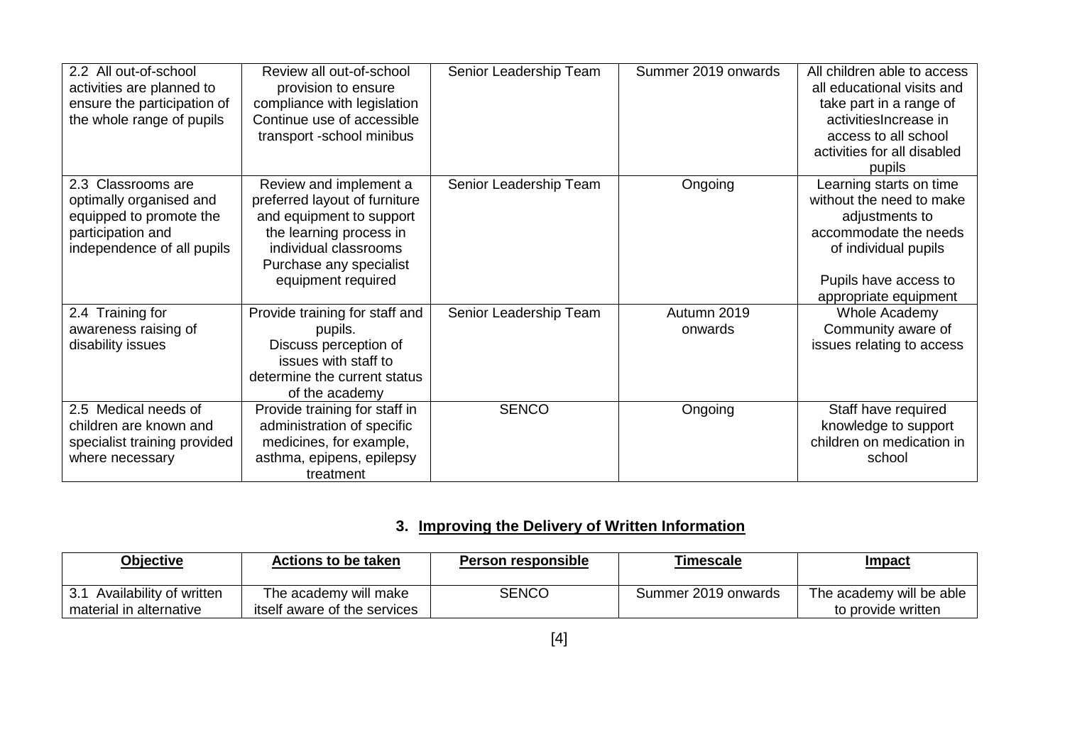| | | | | |
|---|---|---|---|---|
| 2.2 All out-of-school activities are planned to ensure the participation of the whole range of pupils | Review all out-of-school provision to ensure compliance with legislation Continue use of accessible transport -school minibus | Senior Leadership Team | Summer 2019 onwards | All children able to access all educational visits and take part in a range of activitiesIncrease in access to all school activities for all disabled pupils |
| 2.3 Classrooms are optimally organised and equipped to promote the participation and independence of all pupils | Review and implement a preferred layout of furniture and equipment to support the learning process in individual classrooms Purchase any specialist equipment required | Senior Leadership Team | Ongoing | Learning starts on time without the need to make adjustments to accommodate the needs of individual pupils<br><br>Pupils have access to appropriate equipment |
| 2.4 Training for awareness raising of disability issues | Provide training for staff and pupils. Discuss perception of issues with staff to determine the current status of the academy | Senior Leadership Team | Autumn 2019 onwards | Whole Academy Community aware of issues relating to access |
| 2.5 Medical needs of children are known and specialist training provided where necessary | Provide training for staff in administration of specific medicines, for example, asthma, epipens, epilepsy treatment | SENCO | Ongoing | Staff have required knowledge to support children on medication in school |

## 3. Improving the Delivery of Written Information

| Objective | Actions to be taken | Person responsible | Timescale | Impact |
|---|---|---|---|---|
| 3.1 Availability of written material in alternative | The academy will make itself aware of the services | SENCO | Summer 2019 onwards | The academy will be able to provide written |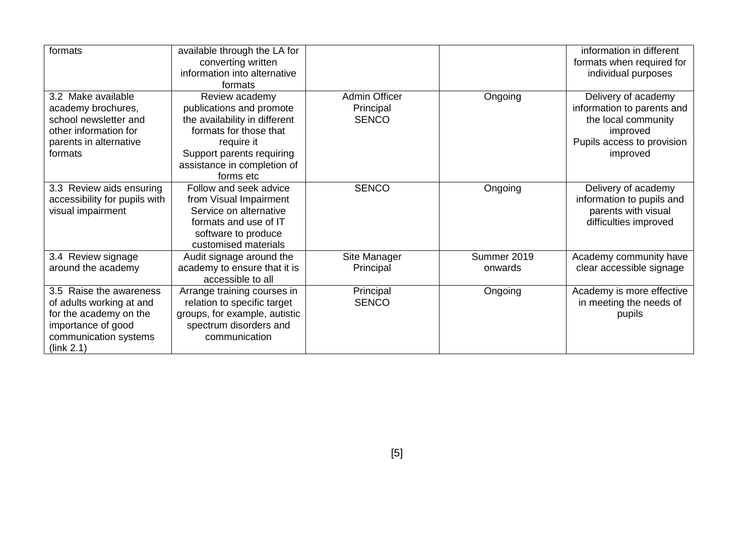| | | | | |
|---|---|---|---|---|
| formats | available through the LA for converting written information into alternative formats | | | information in different formats when required for individual purposes |
| 3.2 Make available academy brochures, school newsletter and other information for parents in alternative formats | Review academy publications and promote the availability in different formats for those that require it<br>Support parents requiring assistance in completion of forms etc | Admin Officer<br>Principal<br>SENCO | Ongoing | Delivery of academy information to parents and the local community improved<br>Pupils access to provision improved |
| 3.3 Review aids ensuring accessibility for pupils with visual impairment | Follow and seek advice from Visual Impairment Service on alternative formats and use of IT software to produce customised materials | SENCO | Ongoing | Delivery of academy information to pupils and parents with visual difficulties improved |
| 3.4 Review signage around the academy | Audit signage around the academy to ensure that it is accessible to all | Site Manager<br>Principal | Summer 2019 onwards | Academy community have clear accessible signage |
| 3.5 Raise the awareness of adults working at and for the academy on the importance of good communication systems (link 2.1) | Arrange training courses in relation to specific target groups, for example, autistic spectrum disorders and communication | Principal<br>SENCO | Ongoing | Academy is more effective in meeting the needs of pupils |